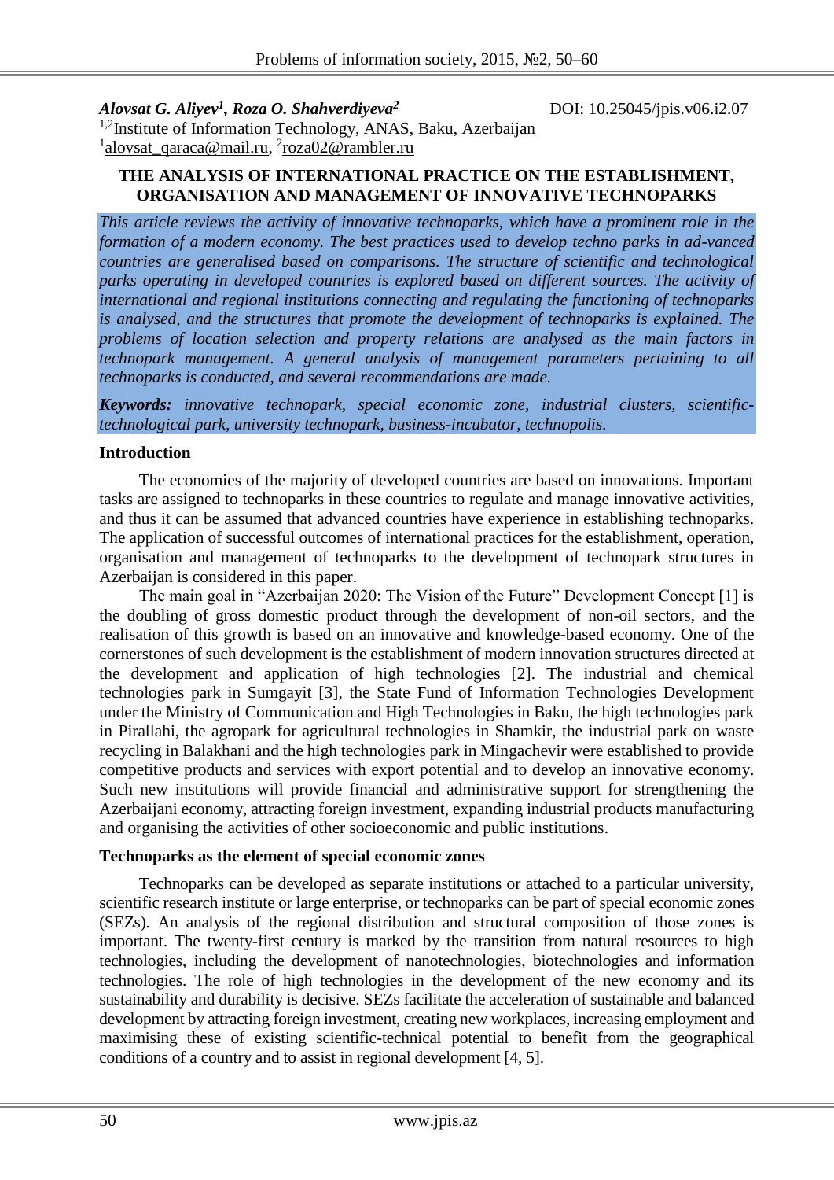*Alovsat G. Aliyev[1], Roza O. Shahverdiyeva[2]*

DOI: 10.25045/jpis.v06.i2.07

[1,2]Institute of Information Technology, ANAS, Baku, Azerbaijan

[1]alovsat_qaraca@mail.ru, [2]roza02@rambler.ru

# THE ANALYSIS OF INTERNATIONAL PRACTICE ON THE ESTABLISHMENT, ORGANISATION AND MANAGEMENT OF INNOVATIVE TECHNOPARKS

*This article reviews the activity of innovative technoparks, which have a prominent role in the formation of a modern economy. The best practices used to develop techno parks in ad-vanced countries are generalised based on comparisons. The structure of scientific and technological parks operating in developed countries is explored based on different sources. The activity of international and regional institutions connecting and regulating the functioning of technoparks is analysed, and the structures that promote the development of technoparks is explained. The problems of location selection and property relations are analysed as the main factors in technopark management. A general analysis of management parameters pertaining to all technoparks is conducted, and several recommendations are made.*

***Keywords:*** *innovative technopark, special economic zone, industrial clusters, scientific-technological park, university technopark, business-incubator, technopolis.*

## Introduction

The economies of the majority of developed countries are based on innovations. Important tasks are assigned to technoparks in these countries to regulate and manage innovative activities, and thus it can be assumed that advanced countries have experience in establishing technoparks. The application of successful outcomes of international practices for the establishment, operation, organisation and management of technoparks to the development of technopark structures in Azerbaijan is considered in this paper.

The main goal in "Azerbaijan 2020: The Vision of the Future" Development Concept [1] is the doubling of gross domestic product through the development of non-oil sectors, and the realisation of this growth is based on an innovative and knowledge-based economy. One of the cornerstones of such development is the establishment of modern innovation structures directed at the development and application of high technologies [2]. The industrial and chemical technologies park in Sumgayit [3], the State Fund of Information Technologies Development under the Ministry of Communication and High Technologies in Baku, the high technologies park in Pirallahi, the agropark for agricultural technologies in Shamkir, the industrial park on waste recycling in Balakhani and the high technologies park in Mingachevir were established to provide competitive products and services with export potential and to develop an innovative economy. Such new institutions will provide financial and administrative support for strengthening the Azerbaijani economy, attracting foreign investment, expanding industrial products manufacturing and organising the activities of other socioeconomic and public institutions.

## Technoparks as the element of special economic zones

Technoparks can be developed as separate institutions or attached to a particular university, scientific research institute or large enterprise, or technoparks can be part of special economic zones (SEZs). An analysis of the regional distribution and structural composition of those zones is important. The twenty-first century is marked by the transition from natural resources to high technologies, including the development of nanotechnologies, biotechnologies and information technologies. The role of high technologies in the development of the new economy and its sustainability and durability is decisive. SEZs facilitate the acceleration of sustainable and balanced development by attracting foreign investment, creating new workplaces, increasing employment and maximising these of existing scientific-technical potential to benefit from the geographical conditions of a country and to assist in regional development [4, 5].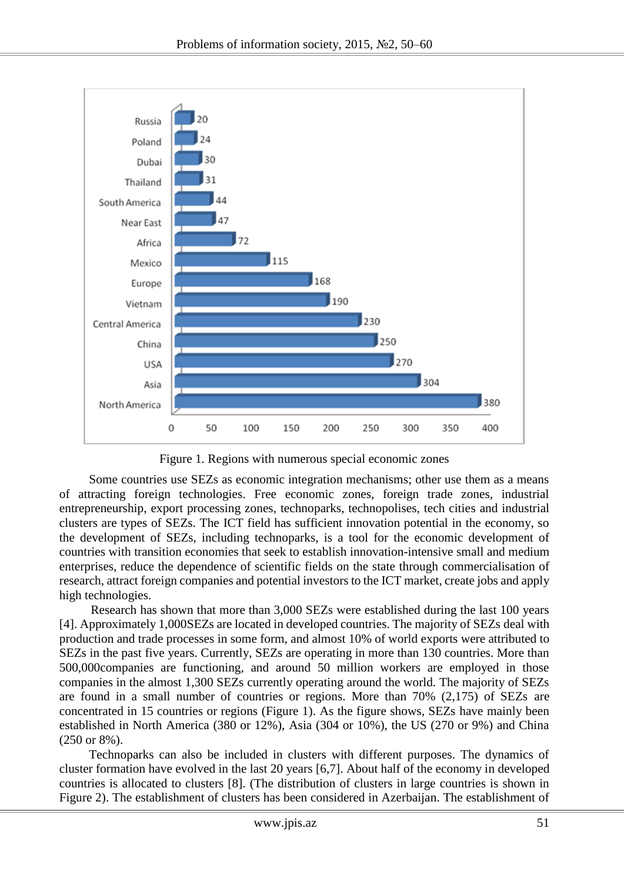Figure 1. Regions with numerous special economic zones

Some countries use SEZs as economic integration mechanisms; other use them as a means of attracting foreign technologies. Free economic zones, foreign trade zones, industrial entrepreneurship, export processing zones, technoparks, technopolises, tech cities and industrial clusters are types of SEZs. The ICT field has sufficient innovation potential in the economy, so the development of SEZs, including technoparks, is a tool for the economic development of countries with transition economies that seek to establish innovation-intensive small and medium enterprises, reduce the dependence of scientific fields on the state through commercialisation of research, attract foreign companies and potential investors to the ICT market, create jobs and apply high technologies.

Research has shown that more than 3,000 SEZs were established during the last 100 years [4]. Approximately 1,000SEZs are located in developed countries. The majority of SEZs deal with production and trade processes in some form, and almost 10% of world exports were attributed to SEZs in the past five years. Currently, SEZs are operating in more than 130 countries. More than 500,000companies are functioning, and around 50 million workers are employed in those companies in the almost 1,300 SEZs currently operating around the world. The majority of SEZs are found in a small number of countries or regions. More than 70% (2,175) of SEZs are concentrated in 15 countries or regions (Figure 1). As the figure shows, SEZs have mainly been established in North America (380 or 12%), Asia (304 or 10%), the US (270 or 9%) and China (250 or 8%).

Technoparks can also be included in clusters with different purposes. The dynamics of cluster formation have evolved in the last 20 years [6,7]. About half of the economy in developed countries is allocated to clusters [8]. (The distribution of clusters in large countries is shown in Figure 2). The establishment of clusters has been considered in Azerbaijan. The establishment of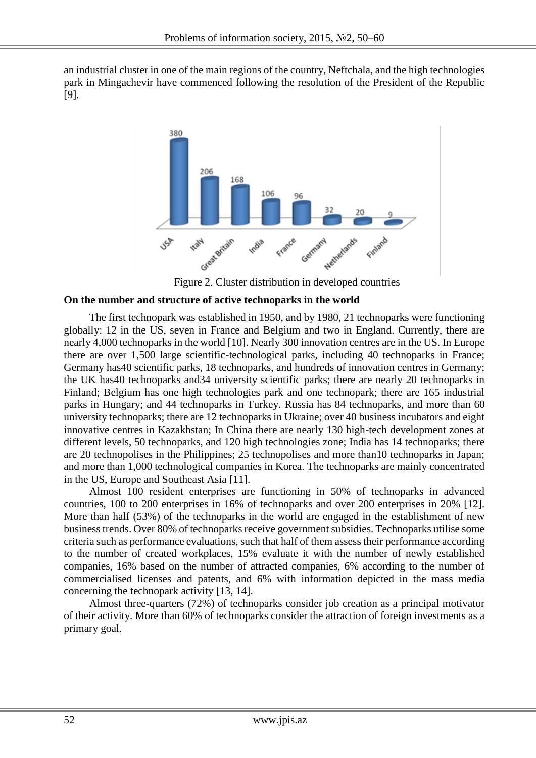an industrial cluster in one of the main regions of the country, Neftchala, and the high technologies park in Mingachevir have commenced following the resolution of the President of the Republic [9].

Figure 2. Cluster distribution in developed countries

**On the number and structure of active technoparks in the world**

The first technopark was established in 1950, and by 1980, 21 technoparks were functioning globally: 12 in the US, seven in France and Belgium and two in England. Currently, there are nearly 4,000 technoparks in the world [10]. Nearly 300 innovation centres are in the US. In Europe there are over 1,500 large scientific-technological parks, including 40 technoparks in France; Germany has40 scientific parks, 18 technoparks, and hundreds of innovation centres in Germany; the UK has40 technoparks and34 university scientific parks; there are nearly 20 technoparks in Finland; Belgium has one high technologies park and one technopark; there are 165 industrial parks in Hungary; and 44 technoparks in Turkey. Russia has 84 technoparks, and more than 60 university technoparks; there are 12 technoparks in Ukraine; over 40 business incubators and eight innovative centres in Kazakhstan; In China there are nearly 130 high-tech development zones at different levels, 50 technoparks, and 120 high technologies zone; India has 14 technoparks; there are 20 technopolises in the Philippines; 25 technopolises and more than10 technoparks in Japan; and more than 1,000 technological companies in Korea. The technoparks are mainly concentrated in the US, Europe and Southeast Asia [11].

Almost 100 resident enterprises are functioning in 50% of technoparks in advanced countries, 100 to 200 enterprises in 16% of technoparks and over 200 enterprises in 20% [12]. More than half (53%) of the technoparks in the world are engaged in the establishment of new business trends. Over 80% of technoparks receive government subsidies. Technoparks utilise some criteria such as performance evaluations, such that half of them assess their performance according to the number of created workplaces, 15% evaluate it with the number of newly established companies, 16% based on the number of attracted companies, 6% according to the number of commercialised licenses and patents, and 6% with information depicted in the mass media concerning the technopark activity [13, 14].

Almost three-quarters (72%) of technoparks consider job creation as a principal motivator of their activity. More than 60% of technoparks consider the attraction of foreign investments as a primary goal.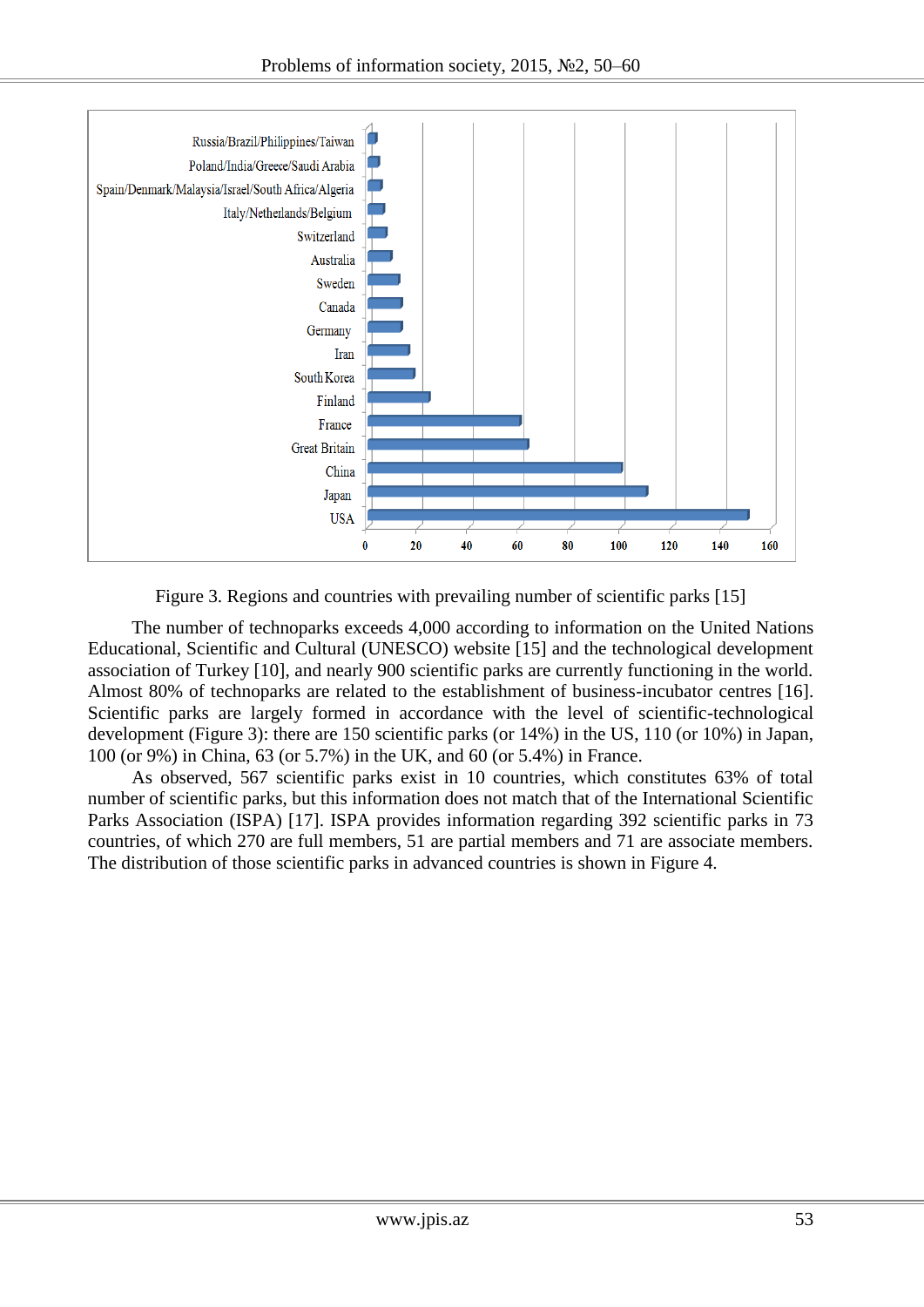Figure 3. Regions and countries with prevailing number of scientific parks [15]

The number of technoparks exceeds 4,000 according to information on the United Nations Educational, Scientific and Cultural (UNESCO) website [15] and the technological development association of Turkey [10], and nearly 900 scientific parks are currently functioning in the world. Almost 80% of technoparks are related to the establishment of business-incubator centres [16]. Scientific parks are largely formed in accordance with the level of scientific-technological development (Figure 3): there are 150 scientific parks (or 14%) in the US, 110 (or 10%) in Japan, 100 (or 9%) in China, 63 (or 5.7%) in the UK, and 60 (or 5.4%) in France.

As observed, 567 scientific parks exist in 10 countries, which constitutes 63% of total number of scientific parks, but this information does not match that of the International Scientific Parks Association (ISPA) [17]. ISPA provides information regarding 392 scientific parks in 73 countries, of which 270 are full members, 51 are partial members and 71 are associate members. The distribution of those scientific parks in advanced countries is shown in Figure 4.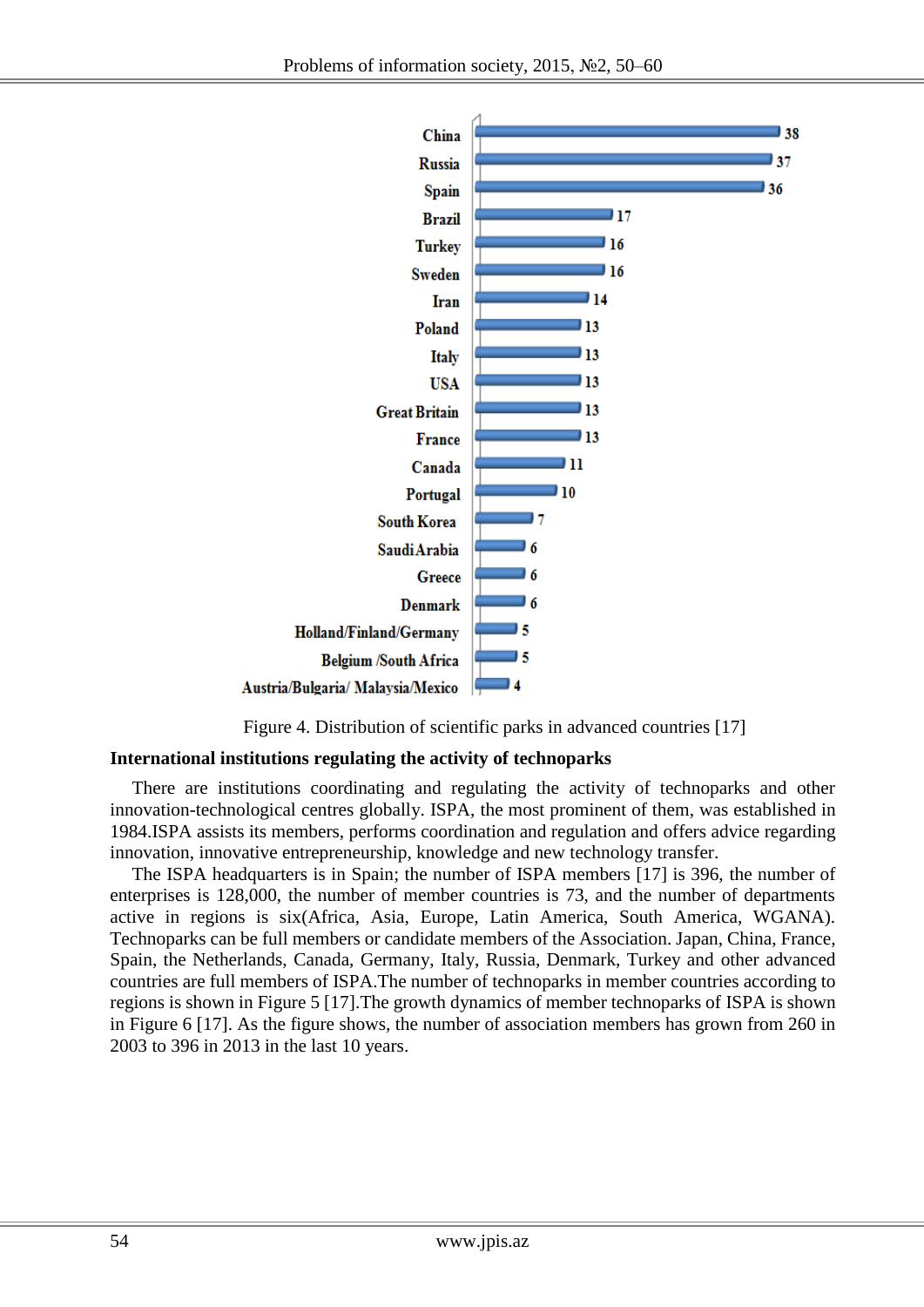| Country | Number |
|---|---|
| China | 38 |
| Russia | 37 |
| Spain | 36 |
| Brazil | 17 |
| Turkey | 16 |
| Sweden | 16 |
| Iran | 14 |
| Poland | 13 |
| Italy | 13 |
| USA | 13 |
| Great Britain | 13 |
| France | 13 |
| Canada | 11 |
| Portugal | 10 |
| South Korea | 7 |
| Saudi Arabia | 6 |
| Greece | 6 |
| Denmark | 6 |
| Holland/Finland/Germany | 5 |
| Belgium /South Africa | 5 |
| Austria/Bulgaria/ Malaysia/Mexico | 4 |

Figure 4. Distribution of scientific parks in advanced countries [17]

**International institutions regulating the activity of technoparks**

There are institutions coordinating and regulating the activity of technoparks and other innovation-technological centres globally. ISPA, the most prominent of them, was established in 1984.ISPA assists its members, performs coordination and regulation and offers advice regarding innovation, innovative entrepreneurship, knowledge and new technology transfer.

The ISPA headquarters is in Spain; the number of ISPA members [17] is 396, the number of enterprises is 128,000, the number of member countries is 73, and the number of departments active in regions is six(Africa, Asia, Europe, Latin America, South America, WGANA). Technoparks can be full members or candidate members of the Association. Japan, China, France, Spain, the Netherlands, Canada, Germany, Italy, Russia, Denmark, Turkey and other advanced countries are full members of ISPA.The number of technoparks in member countries according to regions is shown in Figure 5 [17].The growth dynamics of member technoparks of ISPA is shown in Figure 6 [17]. As the figure shows, the number of association members has grown from 260 in 2003 to 396 in 2013 in the last 10 years.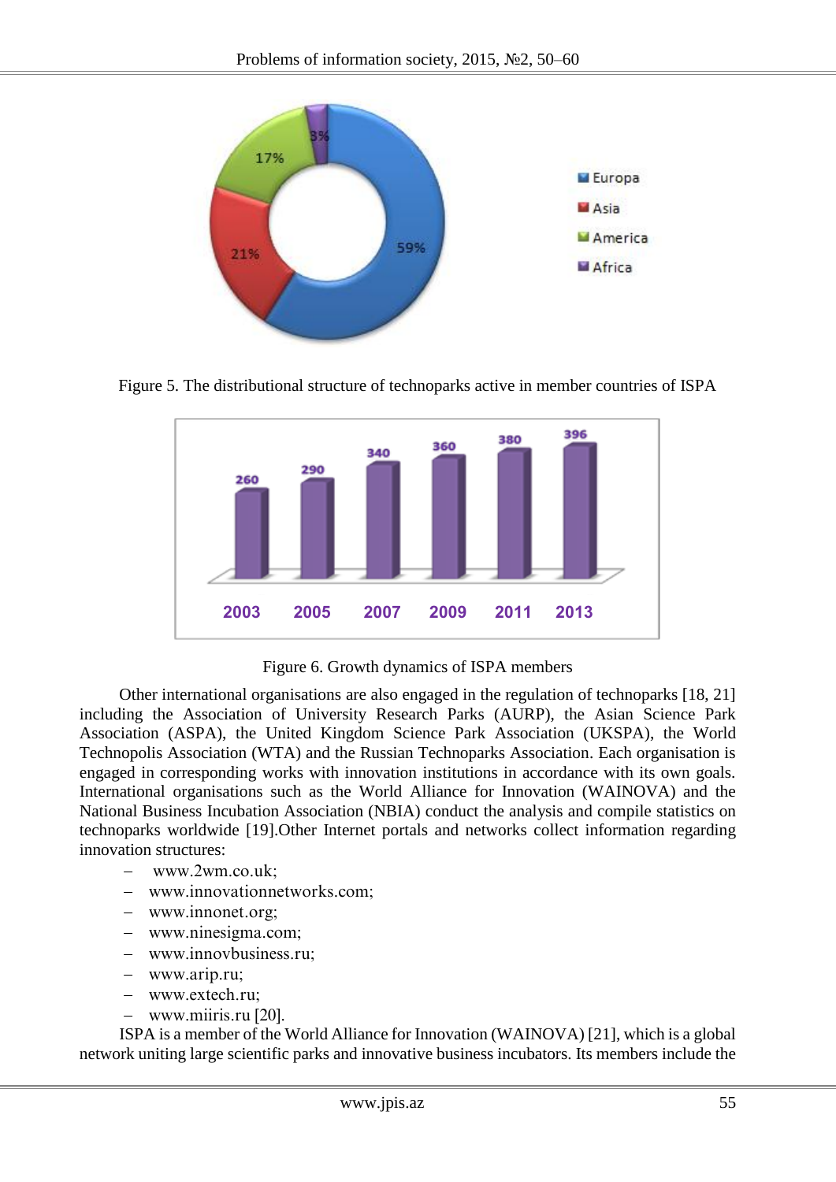Figure 5. The distributional structure of technoparks active in member countries of ISPA

Figure 6. Growth dynamics of ISPA members

Other international organisations are also engaged in the regulation of technoparks [18, 21] including the Association of University Research Parks (AURP), the Asian Science Park Association (ASPA), the United Kingdom Science Park Association (UKSPA), the World Technopolis Association (WTA) and the Russian Technoparks Association. Each organisation is engaged in corresponding works with innovation institutions in accordance with its own goals. International organisations such as the World Alliance for Innovation (WAINOVA) and the National Business Incubation Association (NBIA) conduct the analysis and compile statistics on technoparks worldwide [19].Other Internet portals and networks collect information regarding innovation structures:

- www.2wm.co.uk;
- www.innovationnetworks.com;
- www.innonet.org;
- www.ninesigma.com;
- www.innovbusiness.ru;
- www.arip.ru;
- www.extech.ru;
- www.miiris.ru [20].

ISPA is a member of the World Alliance for Innovation (WAINOVA) [21], which is a global network uniting large scientific parks and innovative business incubators. Its members include the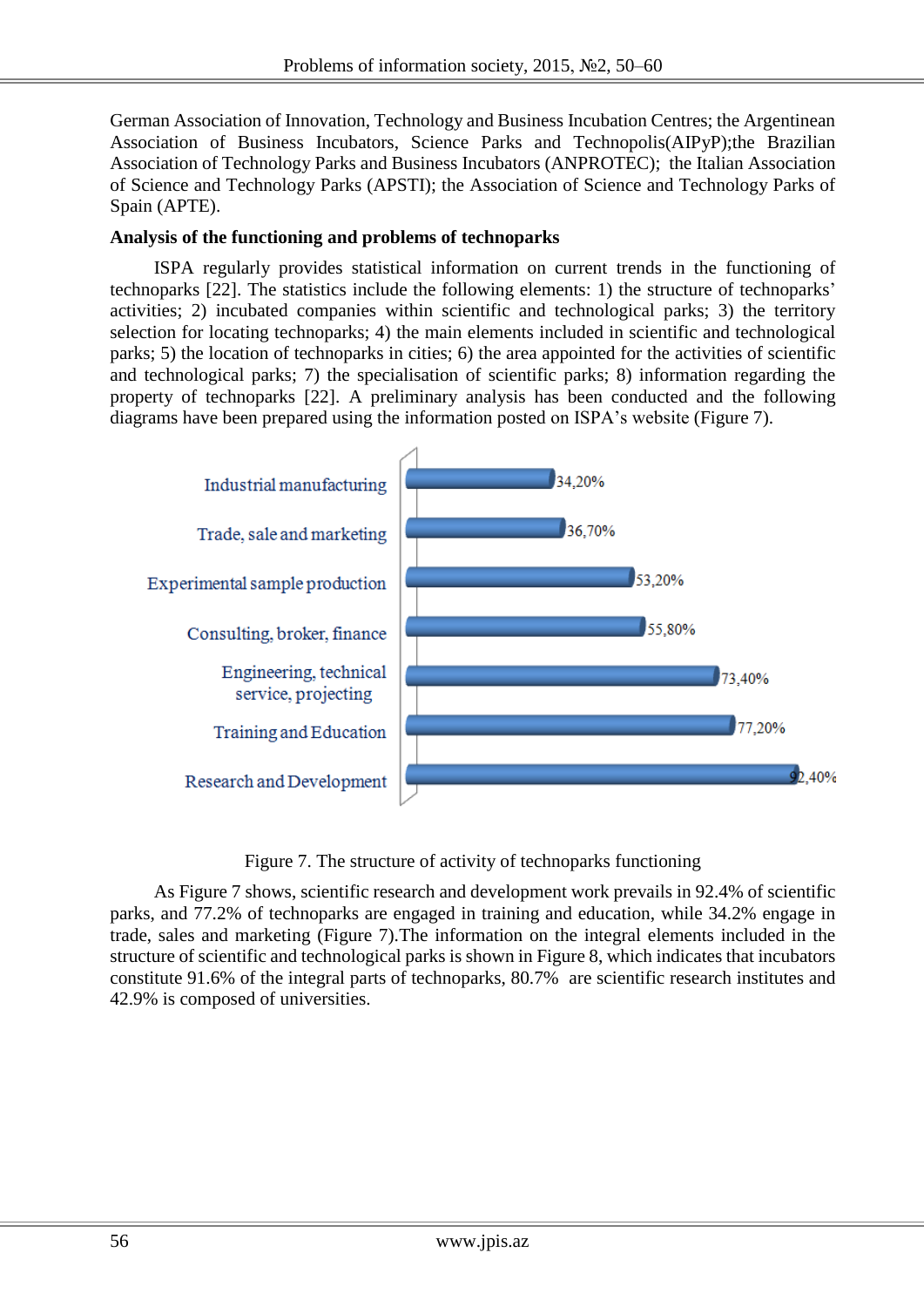German Association of Innovation, Technology and Business Incubation Centres; the Argentinean Association of Business Incubators, Science Parks and Technopolis(AIPyP);the Brazilian Association of Technology Parks and Business Incubators (ANPROTEC); the Italian Association of Science and Technology Parks (APSTI); the Association of Science and Technology Parks of Spain (APTE).

**Analysis of the functioning and problems of technoparks**

ISPA regularly provides statistical information on current trends in the functioning of technoparks [22]. The statistics include the following elements: 1) the structure of technoparks' activities; 2) incubated companies within scientific and technological parks; 3) the territory selection for locating technoparks; 4) the main elements included in scientific and technological parks; 5) the location of technoparks in cities; 6) the area appointed for the activities of scientific and technological parks; 7) the specialisation of scientific parks; 8) information regarding the property of technoparks [22]. A preliminary analysis has been conducted and the following diagrams have been prepared using the information posted on ISPA's website (Figure 7).

| Activity | Share |
|---|---|
| Industrial manufacturing | 34,20% |
| Trade, sale and marketing | 36,70% |
| Experimental sample production | 53,20% |
| Consulting, broker, finance | 55,80% |
| Engineering, technical service, projecting | 73,40% |
| Training and Education | 77,20% |
| Research and Development | 92,40% |

Figure 7. The structure of activity of technoparks functioning

As Figure 7 shows, scientific research and development work prevails in 92.4% of scientific parks, and 77.2% of technoparks are engaged in training and education, while 34.2% engage in trade, sales and marketing (Figure 7).The information on the integral elements included in the structure of scientific and technological parks is shown in Figure 8, which indicates that incubators constitute 91.6% of the integral parts of technoparks, 80.7% are scientific research institutes and 42.9% is composed of universities.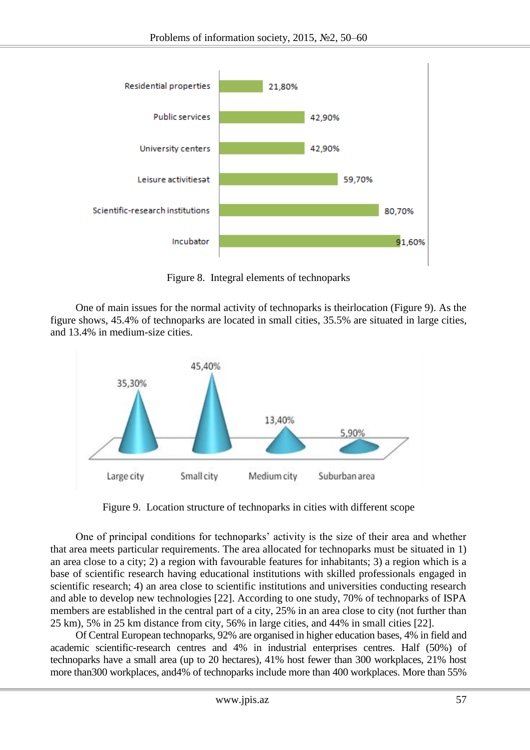Residential properties 21,80%
Public services 42,90%
University centers 42,90%
Leisure activitiesət 59,70%
Scientific-research institutions 80,70%
Incubator 91,60%

Figure 8. Integral elements of technoparks

One of main issues for the normal activity of technoparks is theirlocation (Figure 9). As the figure shows, 45.4% of technoparks are located in small cities, 35.5% are situated in large cities, and 13.4% in medium-size cities.

35,30% 45,40% 13,40% 5,90%
Large city Small city Medium city Suburban area

Figure 9. Location structure of technoparks in cities with different scope

One of principal conditions for technoparks' activity is the size of their area and whether that area meets particular requirements. The area allocated for technoparks must be situated in 1) an area close to a city; 2) a region with favourable features for inhabitants; 3) a region which is a base of scientific research having educational institutions with skilled professionals engaged in scientific research; 4) an area close to scientific institutions and universities conducting research and able to develop new technologies [22]. According to one study, 70% of technoparks of ISPA members are established in the central part of a city, 25% in an area close to city (not further than 25 km), 5% in 25 km distance from city, 56% in large cities, and 44% in small cities [22].

Of Central European technoparks, 92% are organised in higher education bases, 4% in field and academic scientific-research centres and 4% in industrial enterprises centres. Half (50%) of technoparks have a small area (up to 20 hectares), 41% host fewer than 300 workplaces, 21% host more than300 workplaces, and4% of technoparks include more than 400 workplaces. More than 55%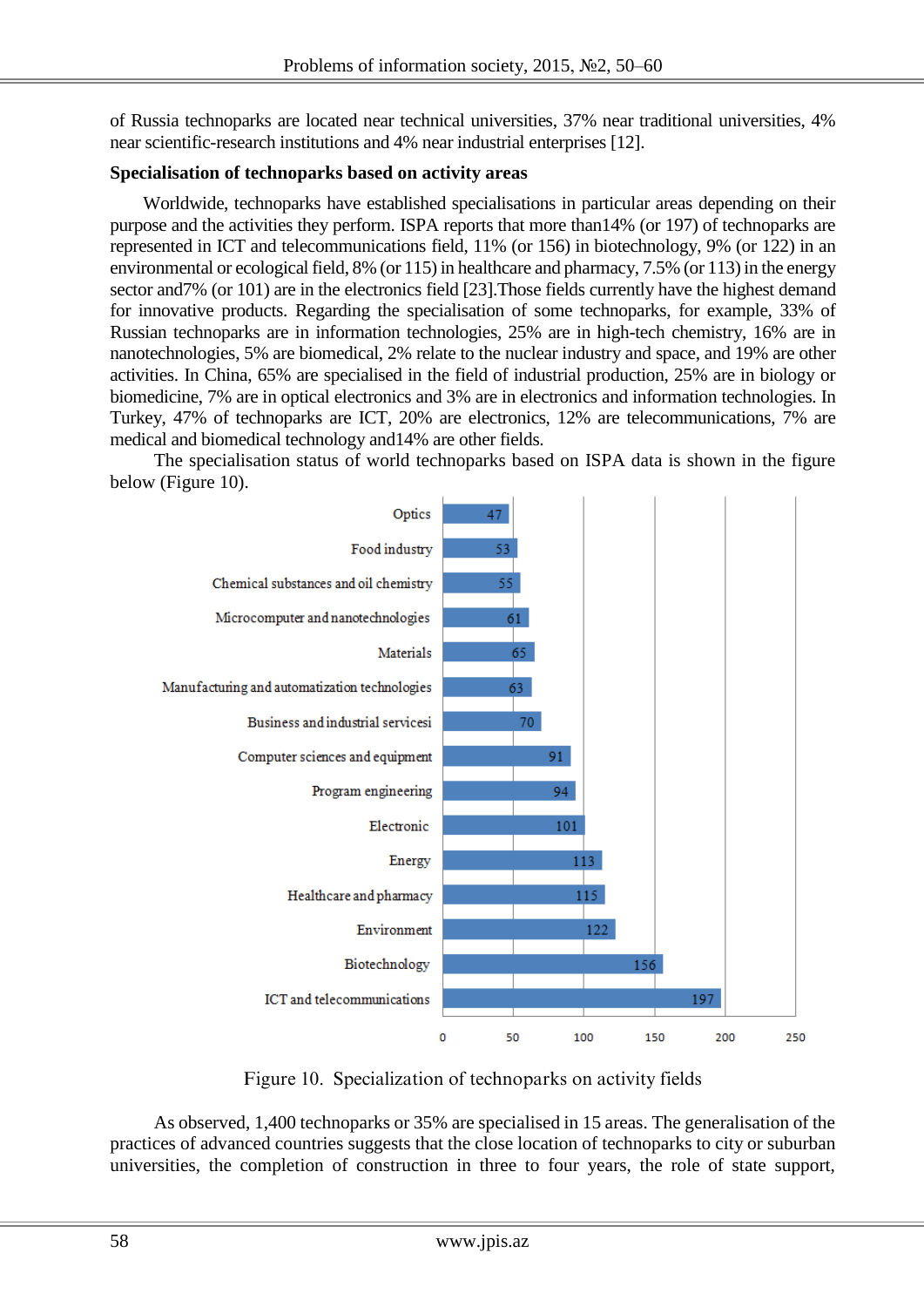of Russia technoparks are located near technical universities, 37% near traditional universities, 4% near scientific-research institutions and 4% near industrial enterprises [12].

**Specialisation of technoparks based on activity areas**

Worldwide, technoparks have established specialisations in particular areas depending on their purpose and the activities they perform. ISPA reports that more than14% (or 197) of technoparks are represented in ICT and telecommunications field, 11% (or 156) in biotechnology, 9% (or 122) in an environmental or ecological field, 8% (or 115) in healthcare and pharmacy, 7.5% (or 113) in the energy sector and7% (or 101) are in the electronics field [23].Those fields currently have the highest demand for innovative products. Regarding the specialisation of some technoparks, for example, 33% of Russian technoparks are in information technologies, 25% are in high-tech chemistry, 16% are in nanotechnologies, 5% are biomedical, 2% relate to the nuclear industry and space, and 19% are other activities. In China, 65% are specialised in the field of industrial production, 25% are in biology or biomedicine, 7% are in optical electronics and 3% are in electronics and information technologies. In Turkey, 47% of technoparks are ICT, 20% are electronics, 12% are telecommunications, 7% are medical and biomedical technology and14% are other fields.

The specialisation status of world technoparks based on ISPA data is shown in the figure below (Figure 10).

| Activity field | Number of technoparks |
|---|---|
| Optics | 47 |
| Food industry | 53 |
| Chemical substances and oil chemistry | 55 |
| Microcomputer and nanotechnologies | 61 |
| Materials | 65 |
| Manufacturing and automatization technologies | 63 |
| Business and industrial servicesi | 70 |
| Computer sciences and equipment | 91 |
| Program engineering | 94 |
| Electronic | 101 |
| Energy | 113 |
| Healthcare and pharmacy | 115 |
| Environment | 122 |
| Biotechnology | 156 |
| ICT and telecommunications | 197 |

Figure 10. Specialization of technoparks on activity fields

As observed, 1,400 technoparks or 35% are specialised in 15 areas. The generalisation of the practices of advanced countries suggests that the close location of technoparks to city or suburban universities, the completion of construction in three to four years, the role of state support,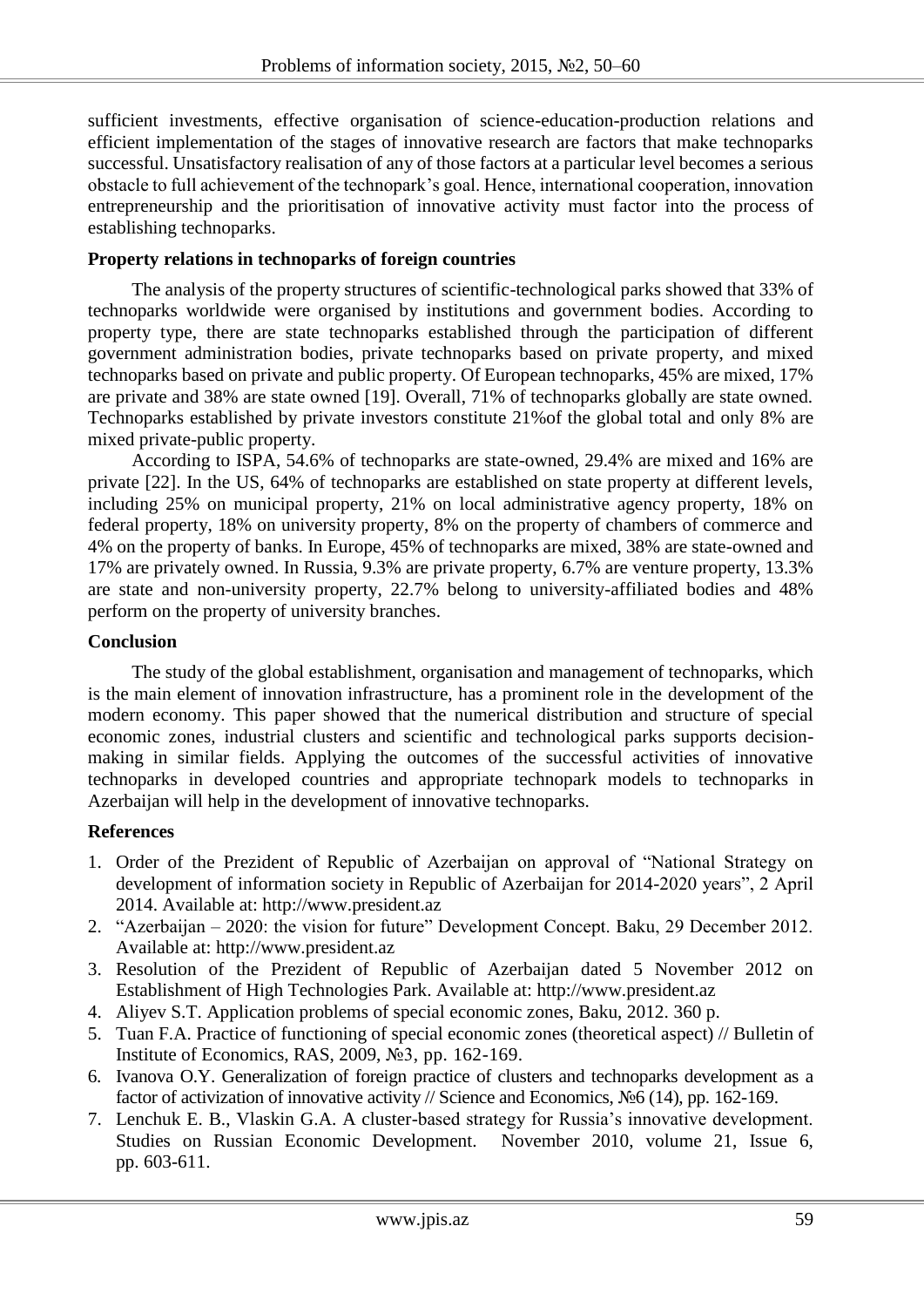sufficient investments, effective organisation of science-education-production relations and efficient implementation of the stages of innovative research are factors that make technoparks successful. Unsatisfactory realisation of any of those factors at a particular level becomes a serious obstacle to full achievement of the technopark's goal. Hence, international cooperation, innovation entrepreneurship and the prioritisation of innovative activity must factor into the process of establishing technoparks.

**Property relations in technoparks of foreign countries**

The analysis of the property structures of scientific-technological parks showed that 33% of technoparks worldwide were organised by institutions and government bodies. According to property type, there are state technoparks established through the participation of different government administration bodies, private technoparks based on private property, and mixed technoparks based on private and public property. Of European technoparks, 45% are mixed, 17% are private and 38% are state owned [19]. Overall, 71% of technoparks globally are state owned. Technoparks established by private investors constitute 21%of the global total and only 8% are mixed private-public property.

According to ISPA, 54.6% of technoparks are state-owned, 29.4% are mixed and 16% are private [22]. In the US, 64% of technoparks are established on state property at different levels, including 25% on municipal property, 21% on local administrative agency property, 18% on federal property, 18% on university property, 8% on the property of chambers of commerce and 4% on the property of banks. In Europe, 45% of technoparks are mixed, 38% are state-owned and 17% are privately owned. In Russia, 9.3% are private property, 6.7% are venture property, 13.3% are state and non-university property, 22.7% belong to university-affiliated bodies and 48% perform on the property of university branches.

**Conclusion**

The study of the global establishment, organisation and management of technoparks, which is the main element of innovation infrastructure, has a prominent role in the development of the modern economy. This paper showed that the numerical distribution and structure of special economic zones, industrial clusters and scientific and technological parks supports decision-making in similar fields. Applying the outcomes of the successful activities of innovative technoparks in developed countries and appropriate technopark models to technoparks in Azerbaijan will help in the development of innovative technoparks.

**References**

1. Order of the Prezident of Republic of Azerbaijan on approval of "National Strategy on development of information society in Republic of Azerbaijan for 2014-2020 years", 2 April 2014. Available at: http://www.president.az
2. "Azerbaijan – 2020: the vision for future" Development Concept. Baku, 29 December 2012. Available at: http://www.president.az
3. Resolution of the Prezident of Republic of Azerbaijan dated 5 November 2012 on Establishment of High Technologies Park. Available at: http://www.president.az
4. Aliyev S.T. Application problems of special economic zones, Baku, 2012. 360 p.
5. Tuan F.A. Practice of functioning of special economic zones (theoretical aspect) // Bulletin of Institute of Economics, RAS, 2009, №3, pp. 162-169.
6. Ivanova O.Y. Generalization of foreign practice of clusters and technoparks development as a factor of activization of innovative activity // Science and Economics, №6 (14), pp. 162-169.
7. Lenchuk E. B., Vlaskin G.A. A cluster-based strategy for Russia's innovative development. Studies on Russian Economic Development. November 2010, volume 21, Issue 6, pp. 603-611.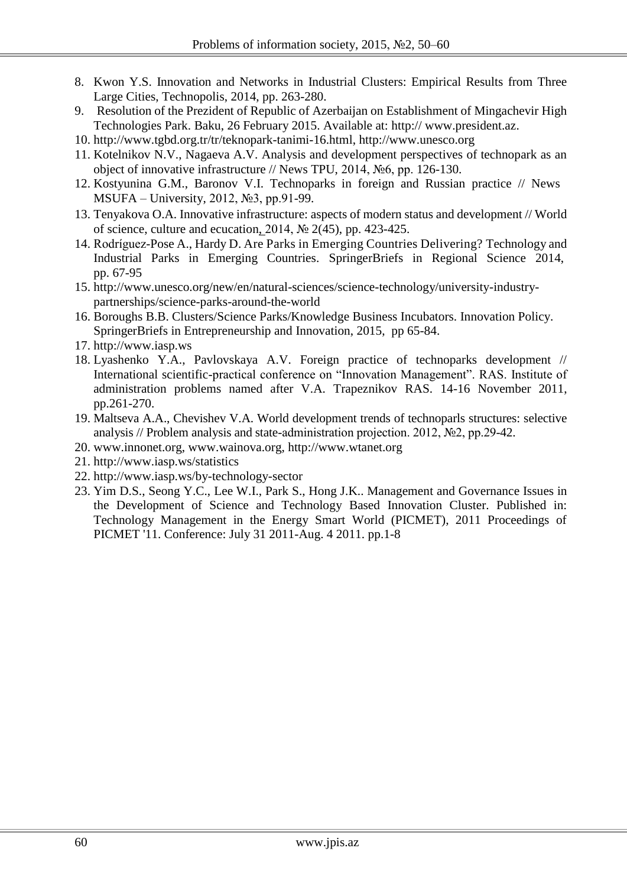8. Kwon Y.S. Innovation and Networks in Industrial Clusters: Empirical Results from Three Large Cities, Technopolis, 2014, pp. 263-280.
9. Resolution of the Prezident of Republic of Azerbaijan on Establishment of Mingachevir High Technologies Park. Baku, 26 February 2015. Available at: http:// www.president.az.
10. http://www.tgbd.org.tr/tr/teknopark-tanimi-16.html, http://www.unesco.org
11. Kotelnikov N.V., Nagaeva A.V. Analysis and development perspectives of technopark as an object of innovative infrastructure // News TPU, 2014, №6, pp. 126-130.
12. Kostyunina G.M., Baronov V.I. Technoparks in foreign and Russian practice // News MSUFA – University, 2012, №3, pp.91-99.
13. Tenyakova O.A. Innovative infrastructure: aspects of modern status and development // World of science, culture and ecucation, 2014, № 2(45), pp. 423-425.
14. Rodríguez-Pose A., Hardy D. Are Parks in Emerging Countries Delivering? Technology and Industrial Parks in Emerging Countries. SpringerBriefs in Regional Science 2014, pp. 67-95
15. http://www.unesco.org/new/en/natural-sciences/science-technology/university-industry-partnerships/science-parks-around-the-world
16. Boroughs B.B. Clusters/Science Parks/Knowledge Business Incubators. Innovation Policy. SpringerBriefs in Entrepreneurship and Innovation, 2015, pp 65-84.
17. http://www.iasp.ws
18. Lyashenko Y.A., Pavlovskaya A.V. Foreign practice of technoparks development // International scientific-practical conference on "Innovation Management". RAS. Institute of administration problems named after V.A. Trapeznikov RAS. 14-16 November 2011, pp.261-270.
19. Maltseva A.A., Chevishev V.A. World development trends of technoparls structures: selective analysis // Problem analysis and state-administration projection. 2012, №2, pp.29-42.
20. www.innonet.org, www.wainova.org, http://www.wtanet.org
21. http://www.iasp.ws/statistics
22. http://www.iasp.ws/by-technology-sector
23. Yim D.S., Seong Y.C., Lee W.I., Park S., Hong J.K.. Management and Governance Issues in the Development of Science and Technology Based Innovation Cluster. Published in: Technology Management in the Energy Smart World (PICMET), 2011 Proceedings of PICMET '11. Conference: July 31 2011-Aug. 4 2011. pp.1-8